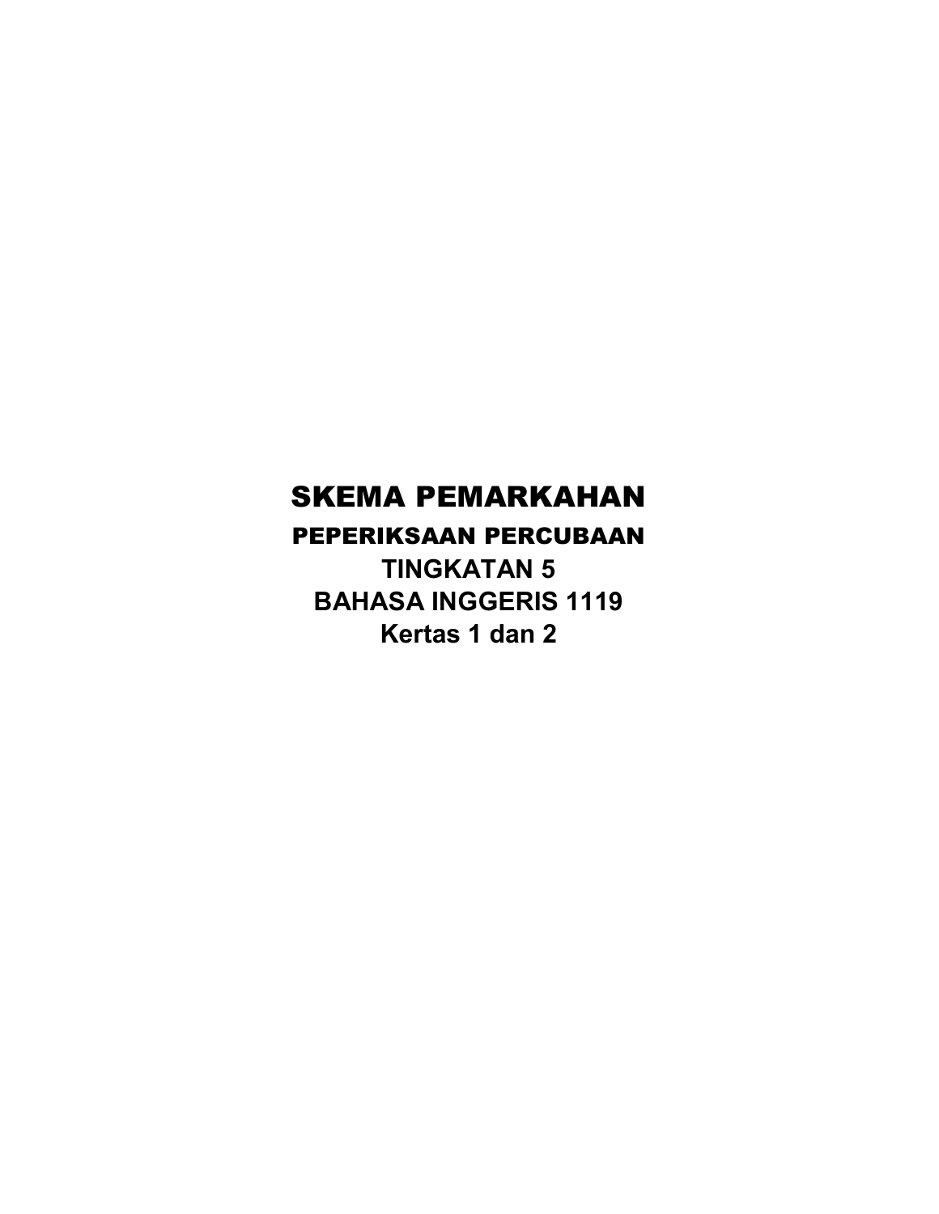# SKEMA PEMARKAHAN

## PEPERIKSAAN PERCUBAAN

**TINGKATAN 5**

**BAHASA INGGERIS 1119**

**Kertas 1 dan 2**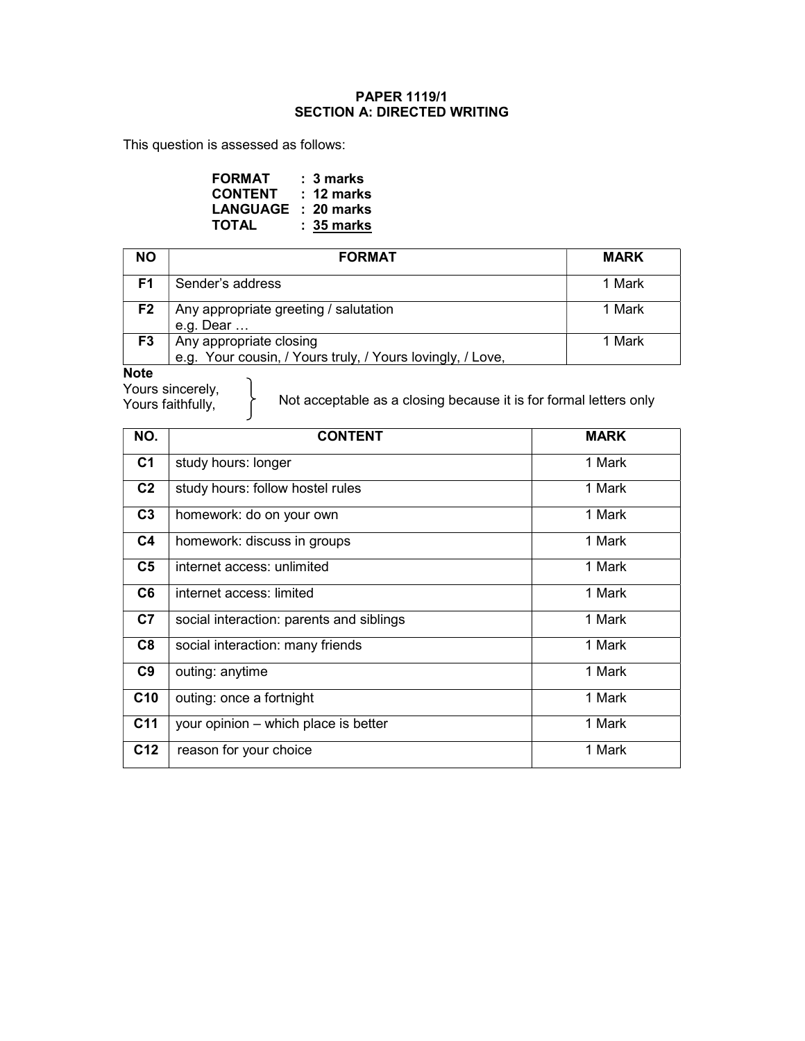**PAPER 1119/1**
**SECTION A: DIRECTED WRITING**

This question is assessed as follows:

**FORMAT : 3 marks**
**CONTENT : 12 marks**
**LANGUAGE : 20 marks**
**TOTAL : 35 marks**

| NO | FORMAT | MARK |
|---|---|---|
| F1 | Sender's address | 1 Mark |
| F2 | Any appropriate greeting / salutation e.g. Dear … | 1 Mark |
| F3 | Any appropriate closing e.g. Your cousin, / Yours truly, / Yours lovingly, / Love, | 1 Mark |

**Note**
Yours sincerely,
Yours faithfully,
} Not acceptable as a closing because it is for formal letters only

| NO. | CONTENT | MARK |
|---|---|---|
| C1 | study hours: longer | 1 Mark |
| C2 | study hours: follow hostel rules | 1 Mark |
| C3 | homework: do on your own | 1 Mark |
| C4 | homework: discuss in groups | 1 Mark |
| C5 | internet access: unlimited | 1 Mark |
| C6 | internet access: limited | 1 Mark |
| C7 | social interaction: parents and siblings | 1 Mark |
| C8 | social interaction: many friends | 1 Mark |
| C9 | outing: anytime | 1 Mark |
| C10 | outing: once a fortnight | 1 Mark |
| C11 | your opinion – which place is better | 1 Mark |
| C12 | reason for your choice | 1 Mark |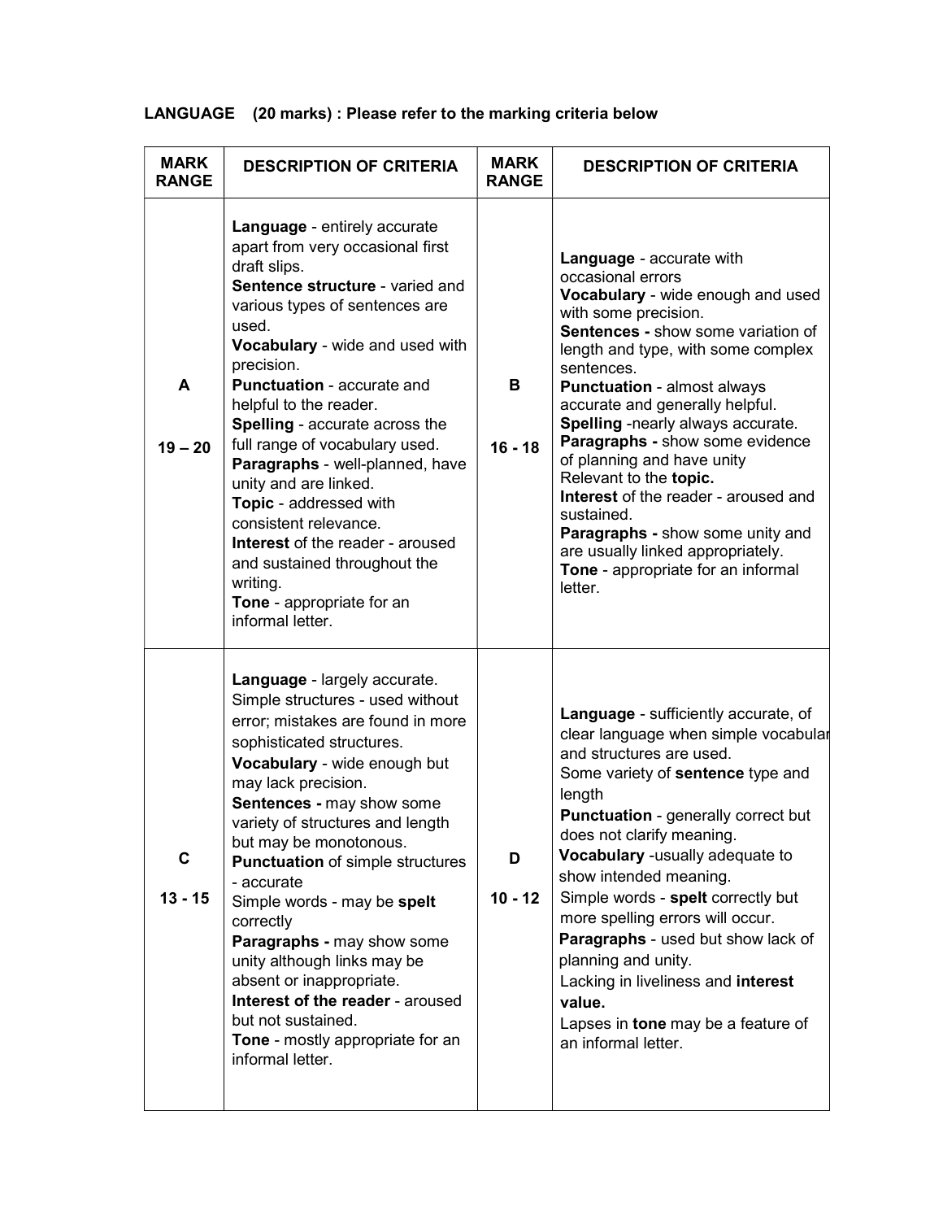**LANGUAGE (20 marks) : Please refer to the marking criteria below**

| MARK RANGE | DESCRIPTION OF CRITERIA | MARK RANGE | DESCRIPTION OF CRITERIA |
|---|---|---|---|
| A<br><br>19 – 20 | **Language** - entirely accurate apart from very occasional first draft slips.<br>**Sentence structure** - varied and various types of sentences are used.<br>**Vocabulary** - wide and used with precision.<br>**Punctuation** - accurate and helpful to the reader.<br>**Spelling** - accurate across the full range of vocabulary used.<br>**Paragraphs** - well-planned, have unity and are linked.<br>**Topic** - addressed with consistent relevance.<br>**Interest** of the reader - aroused and sustained throughout the writing.<br>**Tone** - appropriate for an informal letter. | B<br><br>16 - 18 | **Language** - accurate with occasional errors<br>**Vocabulary** - wide enough and used with some precision.<br>**Sentences -** show some variation of length and type, with some complex sentences.<br>**Punctuation** - almost always accurate and generally helpful.<br>**Spelling** -nearly always accurate.<br>**Paragraphs -** show some evidence of planning and have unity<br>Relevant to the **topic.**<br>**Interest** of the reader - aroused and sustained.<br>**Paragraphs -** show some unity and are usually linked appropriately.<br>**Tone** - appropriate for an informal letter. |
| C<br><br>13 - 15 | **Language** - largely accurate.<br>Simple structures - used without error; mistakes are found in more sophisticated structures.<br>**Vocabulary** - wide enough but may lack precision.<br>**Sentences -** may show some variety of structures and length but may be monotonous.<br>**Punctuation** of simple structures - accurate<br>Simple words - may be **spelt** correctly<br>**Paragraphs -** may show some unity although links may be absent or inappropriate.<br>**Interest of the reader** - aroused but not sustained.<br>**Tone** - mostly appropriate for an informal letter. | D<br><br>10 - 12 | **Language** - sufficiently accurate, of clear language when simple vocabular and structures are used.<br>Some variety of **sentence** type and length<br>**Punctuation** - generally correct but does not clarify meaning.<br>**Vocabulary** -usually adequate to show intended meaning.<br>Simple words - **spelt** correctly but more spelling errors will occur.<br>**Paragraphs** - used but show lack of planning and unity.<br>Lacking in liveliness and **interest value.**<br>Lapses in **tone** may be a feature of an informal letter. |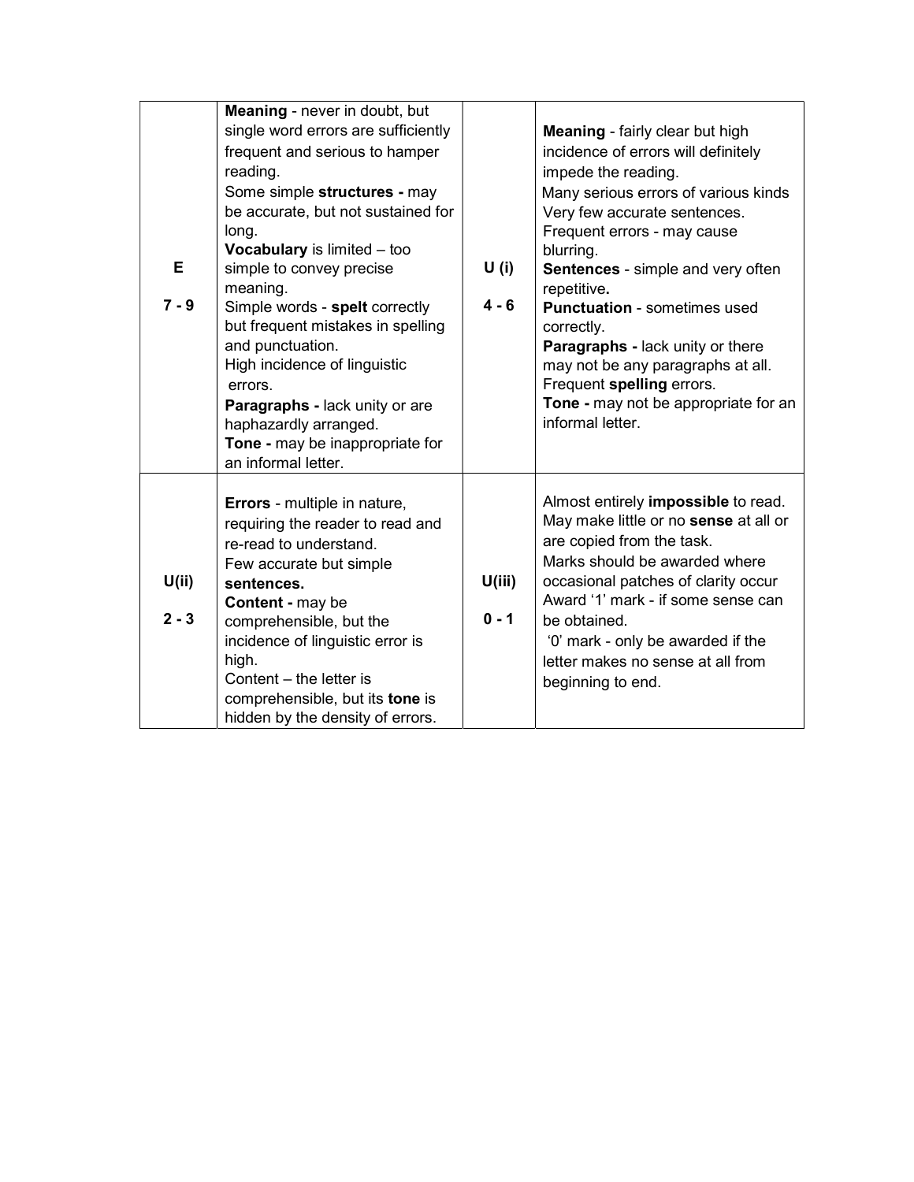| | | | |
|---|---|---|---|
| **E**<br><br>**7 - 9** | **Meaning** - never in doubt, but single word errors are sufficiently frequent and serious to hamper reading.<br>Some simple **structures -** may be accurate, but not sustained for long.<br>**Vocabulary** is limited – too simple to convey precise meaning.<br>Simple words - **spelt** correctly but frequent mistakes in spelling and punctuation.<br>High incidence of linguistic errors.<br>**Paragraphs -** lack unity or are haphazardly arranged.<br>**Tone -** may be inappropriate for an informal letter. | **U (i)**<br><br>**4 - 6** | **Meaning** - fairly clear but high incidence of errors will definitely impede the reading.<br>Many serious errors of various kinds<br>Very few accurate sentences.<br>Frequent errors - may cause blurring.<br>**Sentences** - simple and very often repetitive**.**<br>**Punctuation** - sometimes used correctly.<br>**Paragraphs -** lack unity or there may not be any paragraphs at all.<br>Frequent **spelling** errors.<br>**Tone -** may not be appropriate for an informal letter. |
| **U(ii)**<br><br>**2 - 3** | **Errors** - multiple in nature, requiring the reader to read and re-read to understand.<br>Few accurate but simple **sentences.**<br>**Content -** may be comprehensible, but the incidence of linguistic error is high.<br>Content – the letter is comprehensible, but its **tone** is hidden by the density of errors. | **U(iii)**<br><br>**0 - 1** | Almost entirely **impossible** to read.<br>May make little or no **sense** at all or are copied from the task.<br>Marks should be awarded where occasional patches of clarity occur<br>Award '1' mark - if some sense can be obtained.<br>'0' mark - only be awarded if the letter makes no sense at all from beginning to end. |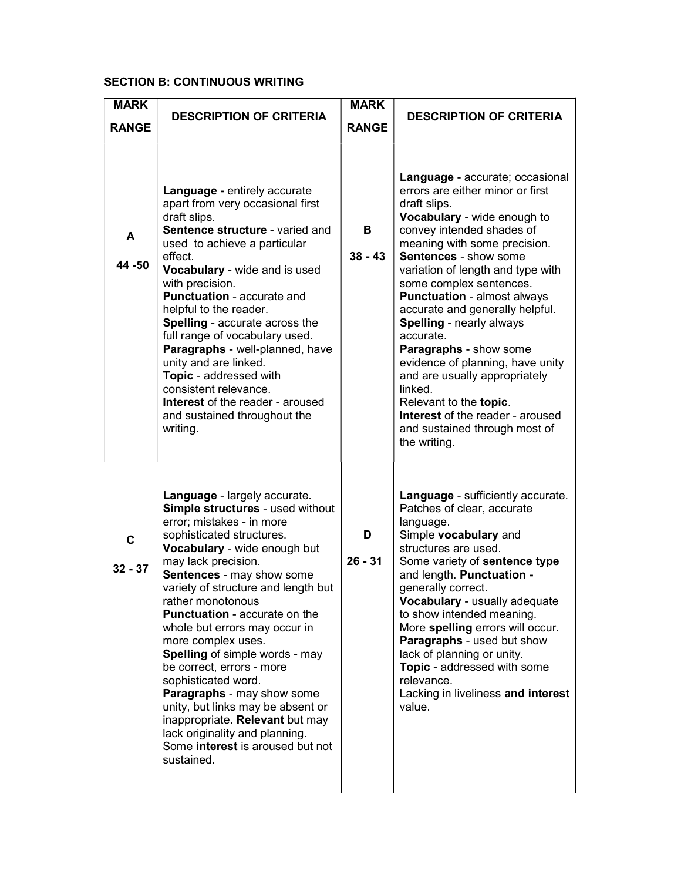**SECTION B: CONTINUOUS WRITING**

| MARK RANGE | DESCRIPTION OF CRITERIA | MARK RANGE | DESCRIPTION OF CRITERIA |
|---|---|---|---|
| **A** 44 -50 | **Language -** entirely accurate apart from very occasional first draft slips. **Sentence structure** - varied and used to achieve a particular effect. **Vocabulary** - wide and is used with precision. **Punctuation** - accurate and helpful to the reader. **Spelling** - accurate across the full range of vocabulary used. **Paragraphs** - well-planned, have unity and are linked. **Topic** - addressed with consistent relevance. **Interest** of the reader - aroused and sustained throughout the writing. | **B** 38 - 43 | **Language** - accurate; occasional errors are either minor or first draft slips. **Vocabulary** - wide enough to convey intended shades of meaning with some precision. **Sentences** - show some variation of length and type with some complex sentences. **Punctuation** - almost always accurate and generally helpful. **Spelling** - nearly always accurate. **Paragraphs** - show some evidence of planning, have unity and are usually appropriately linked. Relevant to the **topic**. **Interest** of the reader - aroused and sustained through most of the writing. |
| **C** 32 - 37 | **Language** - largely accurate. **Simple structures** - used without error; mistakes - in more sophisticated structures. **Vocabulary** - wide enough but may lack precision. **Sentences** - may show some variety of structure and length but rather monotonous **Punctuation** - accurate on the whole but errors may occur in more complex uses. **Spelling** of simple words - may be correct, errors - more sophisticated word. **Paragraphs** - may show some unity, but links may be absent or inappropriate. **Relevant** but may lack originality and planning. Some **interest** is aroused but not sustained. | **D** 26 - 31 | **Language** - sufficiently accurate. Patches of clear, accurate language. Simple **vocabulary** and structures are used. Some variety of **sentence type** and length. **Punctuation -** generally correct. **Vocabulary** - usually adequate to show intended meaning. More **spelling** errors will occur. **Paragraphs** - used but show lack of planning or unity. **Topic** - addressed with some relevance. Lacking in liveliness **and interest** value. |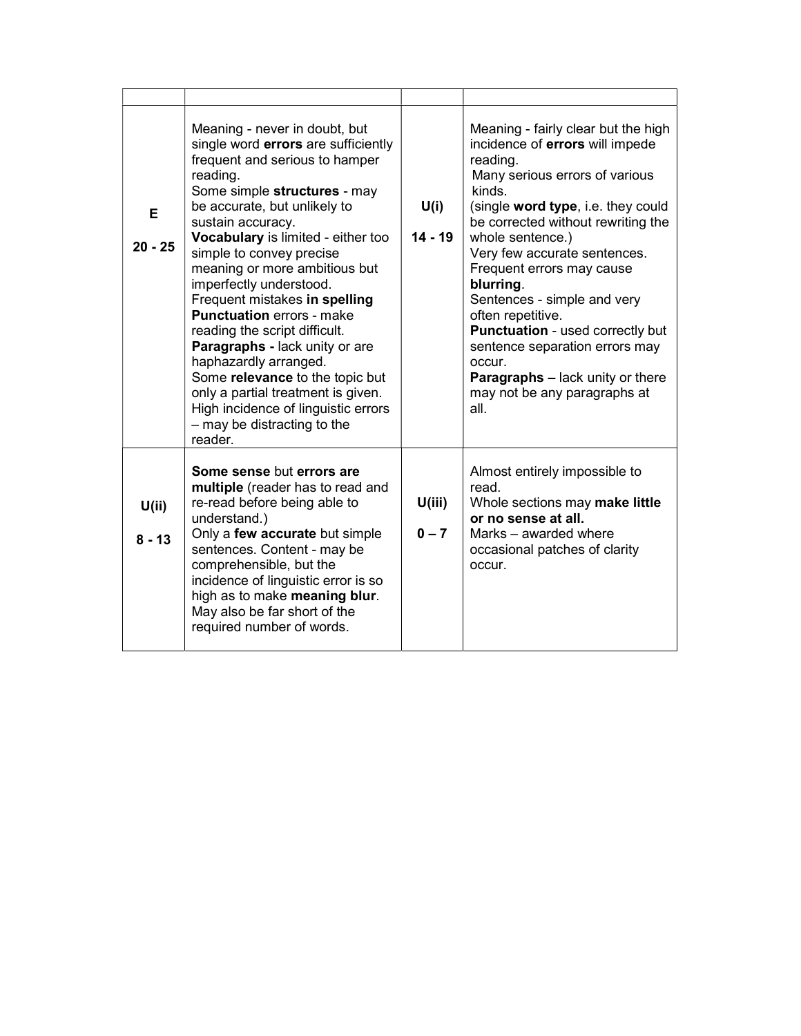| | | | |
|---|---|---|---|
| **E**<br><br>**20 - 25** | Meaning - never in doubt, but single word **errors** are sufficiently frequent and serious to hamper reading.<br>Some simple **structures** - may be accurate, but unlikely to sustain accuracy.<br>**Vocabulary** is limited - either too simple to convey precise meaning or more ambitious but imperfectly understood.<br>Frequent mistakes **in spelling**<br>**Punctuation** errors - make reading the script difficult.<br>**Paragraphs -** lack unity or are haphazardly arranged.<br>Some **relevance** to the topic but only a partial treatment is given.<br>High incidence of linguistic errors – may be distracting to the reader. | **U(i)**<br><br>**14 - 19** | Meaning - fairly clear but the high incidence of **errors** will impede reading.<br>Many serious errors of various kinds.<br>(single **word type**, i.e. they could be corrected without rewriting the whole sentence.)<br>Very few accurate sentences.<br>Frequent errors may cause **blurring**.<br>Sentences - simple and very often repetitive.<br>**Punctuation** - used correctly but sentence separation errors may occur.<br>**Paragraphs –** lack unity or there may not be any paragraphs at all. |
| **U(ii)**<br><br>**8 - 13** | **Some sense** but **errors are multiple** (reader has to read and re-read before being able to understand.)<br>Only a **few accurate** but simple sentences. Content - may be comprehensible, but the incidence of linguistic error is so high as to make **meaning blur**.<br>May also be far short of the required number of words. | **U(iii)**<br><br>**0 – 7** | Almost entirely impossible to read.<br>Whole sections may **make little or no sense at all.**<br>Marks – awarded where occasional patches of clarity occur. |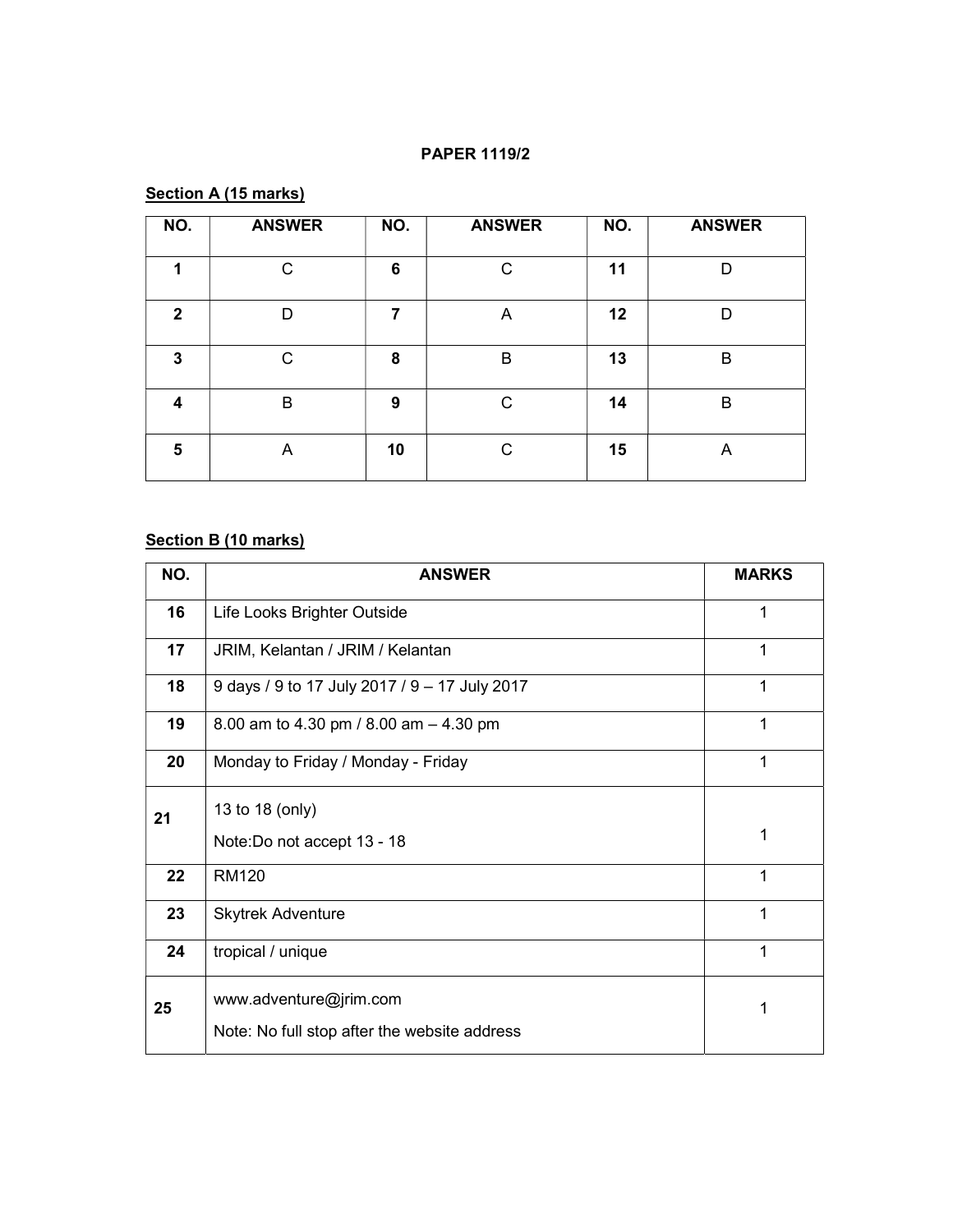**PAPER 1119/2**

**Section A (15 marks)**

| NO. | ANSWER | NO. | ANSWER | NO. | ANSWER |
|---|---|---|---|---|---|
| **1** | C | **6** | C | **11** | D |
| **2** | D | **7** | A | **12** | D |
| **3** | C | **8** | B | **13** | B |
| **4** | B | **9** | C | **14** | B |
| **5** | A | **10** | C | **15** | A |

**Section B (10 marks)**

| NO. | ANSWER | MARKS |
|---|---|---|
| **16** | Life Looks Brighter Outside | 1 |
| **17** | JRIM, Kelantan / JRIM / Kelantan | 1 |
| **18** | 9 days / 9 to 17 July 2017 / 9 – 17 July 2017 | 1 |
| **19** | 8.00 am to 4.30 pm / 8.00 am – 4.30 pm | 1 |
| **20** | Monday to Friday / Monday - Friday | 1 |
| **21** | 13 to 18 (only)<br>Note:Do not accept 13 - 18 | 1 |
| **22** | RM120 | 1 |
| **23** | Skytrek Adventure | 1 |
| **24** | tropical / unique | 1 |
| **25** | www.adventure@jrim.com<br>Note: No full stop after the website address | 1 |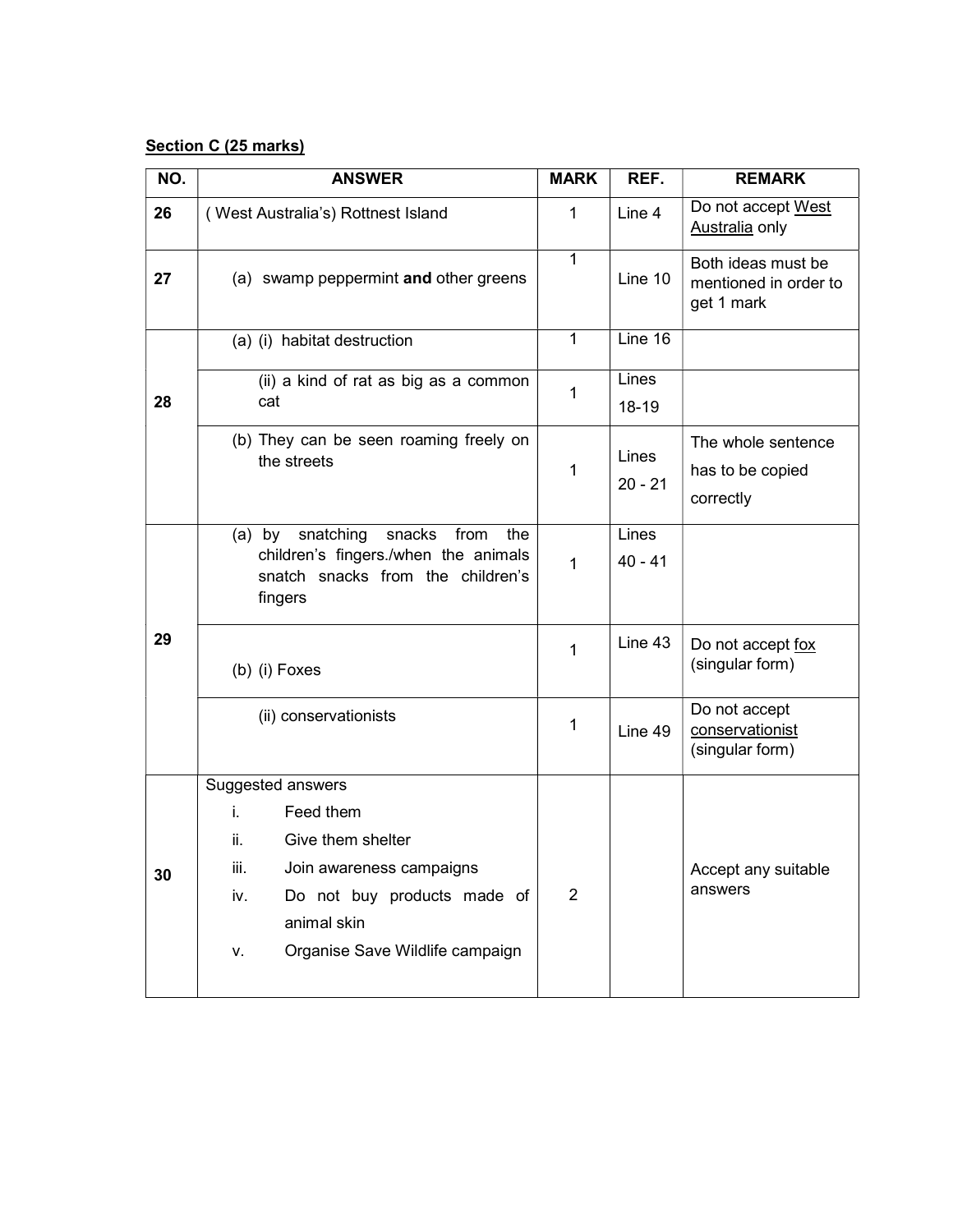**Section C (25 marks)**

| NO. | ANSWER | MARK | REF. | REMARK |
|---|---|---|---|---|
| 26 | ( West Australia's) Rottnest Island | 1 | Line 4 | Do not accept <u>West Australia</u> only |
| 27 | (a) swamp peppermint **and** other greens | 1 | Line 10 | Both ideas must be mentioned in order to get 1 mark |
| 28 | (a) (i) habitat destruction | 1 | Line 16 | |
| | (ii) a kind of rat as big as a common cat | 1 | Lines 18-19 | |
| | (b) They can be seen roaming freely on the streets | 1 | Lines 20 - 21 | The whole sentence has to be copied correctly |
| 29 | (a) by snatching snacks from the children's fingers./when the animals snatch snacks from the children's fingers | 1 | Lines 40 - 41 | |
| | (b) (i) Foxes | 1 | Line 43 | Do not accept <u>fox</u> (singular form) |
| | (ii) conservationists | 1 | Line 49 | Do not accept <u>conservationist</u> (singular form) |
| 30 | Suggested answers<br>i. Feed them<br>ii. Give them shelter<br>iii. Join awareness campaigns<br>iv. Do not buy products made of animal skin<br>v. Organise Save Wildlife campaign | 2 | | Accept any suitable answers |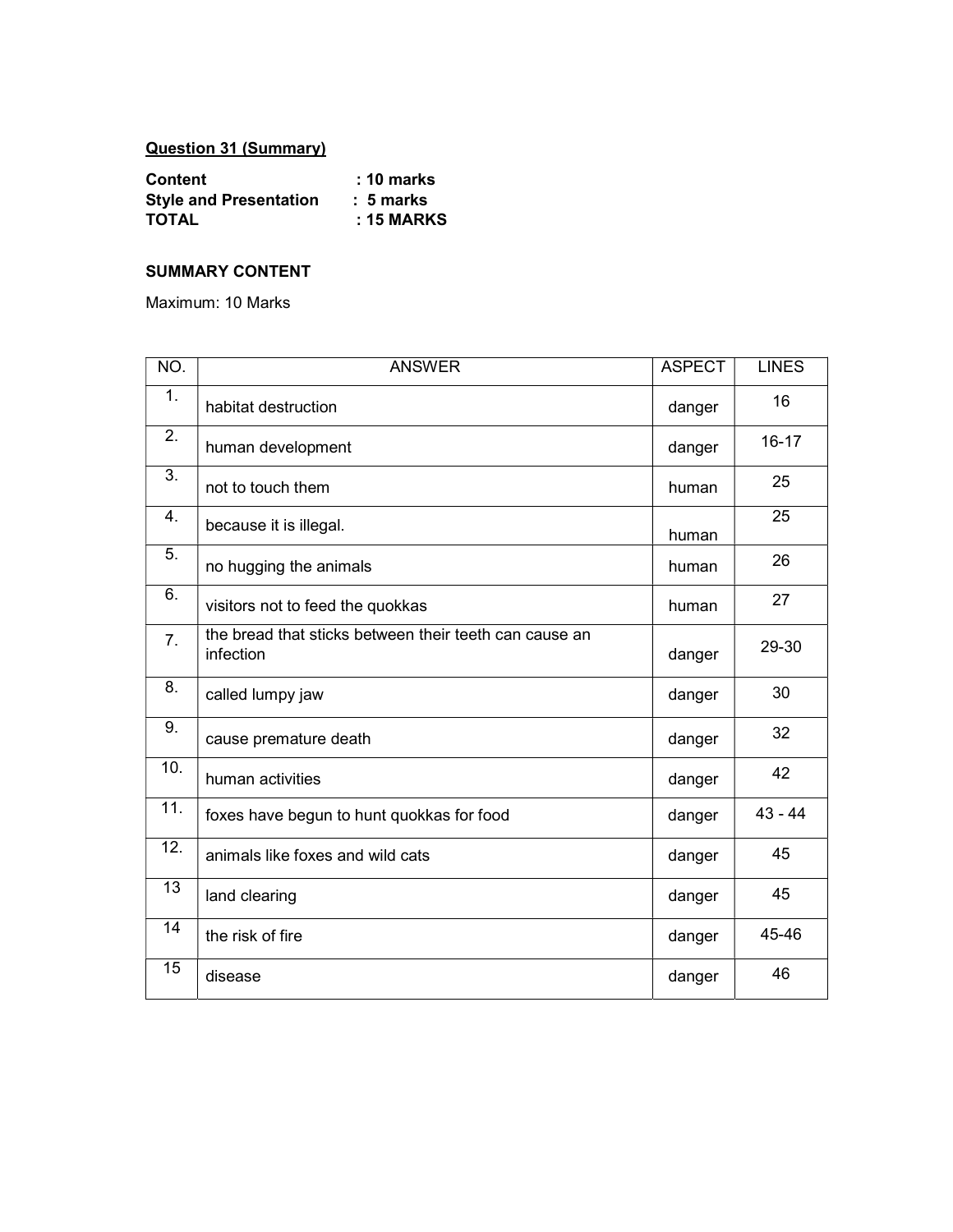**Question 31 (Summary)**

**Content : 10 marks**
**Style and Presentation : 5 marks**
**TOTAL : 15 MARKS**

**SUMMARY CONTENT**

Maximum: 10 Marks

| NO. | ANSWER | ASPECT | LINES |
|---|---|---|---|
| 1. | habitat destruction | danger | 16 |
| 2. | human development | danger | 16-17 |
| 3. | not to touch them | human | 25 |
| 4. | because it is illegal. | human | 25 |
| 5. | no hugging the animals | human | 26 |
| 6. | visitors not to feed the quokkas | human | 27 |
| 7. | the bread that sticks between their teeth can cause an infection | danger | 29-30 |
| 8. | called lumpy jaw | danger | 30 |
| 9. | cause premature death | danger | 32 |
| 10. | human activities | danger | 42 |
| 11. | foxes have begun to hunt quokkas for food | danger | 43 - 44 |
| 12. | animals like foxes and wild cats | danger | 45 |
| 13 | land clearing | danger | 45 |
| 14 | the risk of fire | danger | 45-46 |
| 15 | disease | danger | 46 |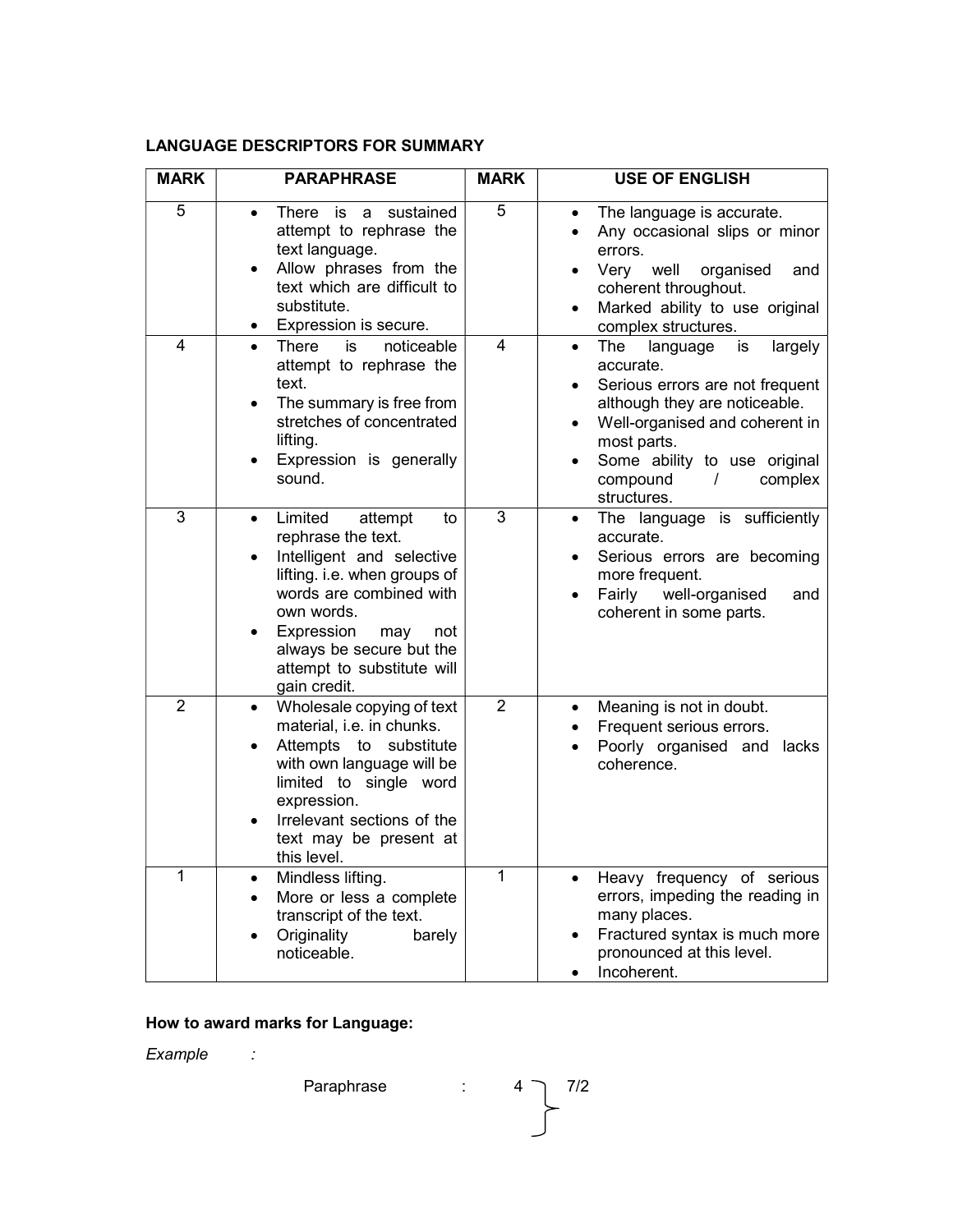**LANGUAGE DESCRIPTORS FOR SUMMARY**

| MARK | PARAPHRASE | MARK | USE OF ENGLISH |
|---|---|---|---|
| 5 | • There is a sustained attempt to rephrase the text language.<br>• Allow phrases from the text which are difficult to substitute.<br>• Expression is secure. | 5 | • The language is accurate.<br>• Any occasional slips or minor errors.<br>• Very well organised and coherent throughout.<br>• Marked ability to use original complex structures. |
| 4 | • There is noticeable attempt to rephrase the text.<br>• The summary is free from stretches of concentrated lifting.<br>• Expression is generally sound. | 4 | • The language is largely accurate.<br>• Serious errors are not frequent although they are noticeable.<br>• Well-organised and coherent in most parts.<br>• Some ability to use original compound / complex structures. |
| 3 | • Limited attempt to rephrase the text.<br>• Intelligent and selective lifting. i.e. when groups of words are combined with own words.<br>• Expression may not always be secure but the attempt to substitute will gain credit. | 3 | • The language is sufficiently accurate.<br>• Serious errors are becoming more frequent.<br>• Fairly well-organised and coherent in some parts. |
| 2 | • Wholesale copying of text material, i.e. in chunks.<br>• Attempts to substitute with own language will be limited to single word expression.<br>• Irrelevant sections of the text may be present at this level. | 2 | • Meaning is not in doubt.<br>• Frequent serious errors.<br>• Poorly organised and lacks coherence. |
| 1 | • Mindless lifting.<br>• More or less a complete transcript of the text.<br>• Originality barely noticeable. | 1 | • Heavy frequency of serious errors, impeding the reading in many places.<br>• Fractured syntax is much more pronounced at this level.<br>• Incoherent. |

**How to award marks for Language:**

*Example* :

Paraphrase : 4 } 7/2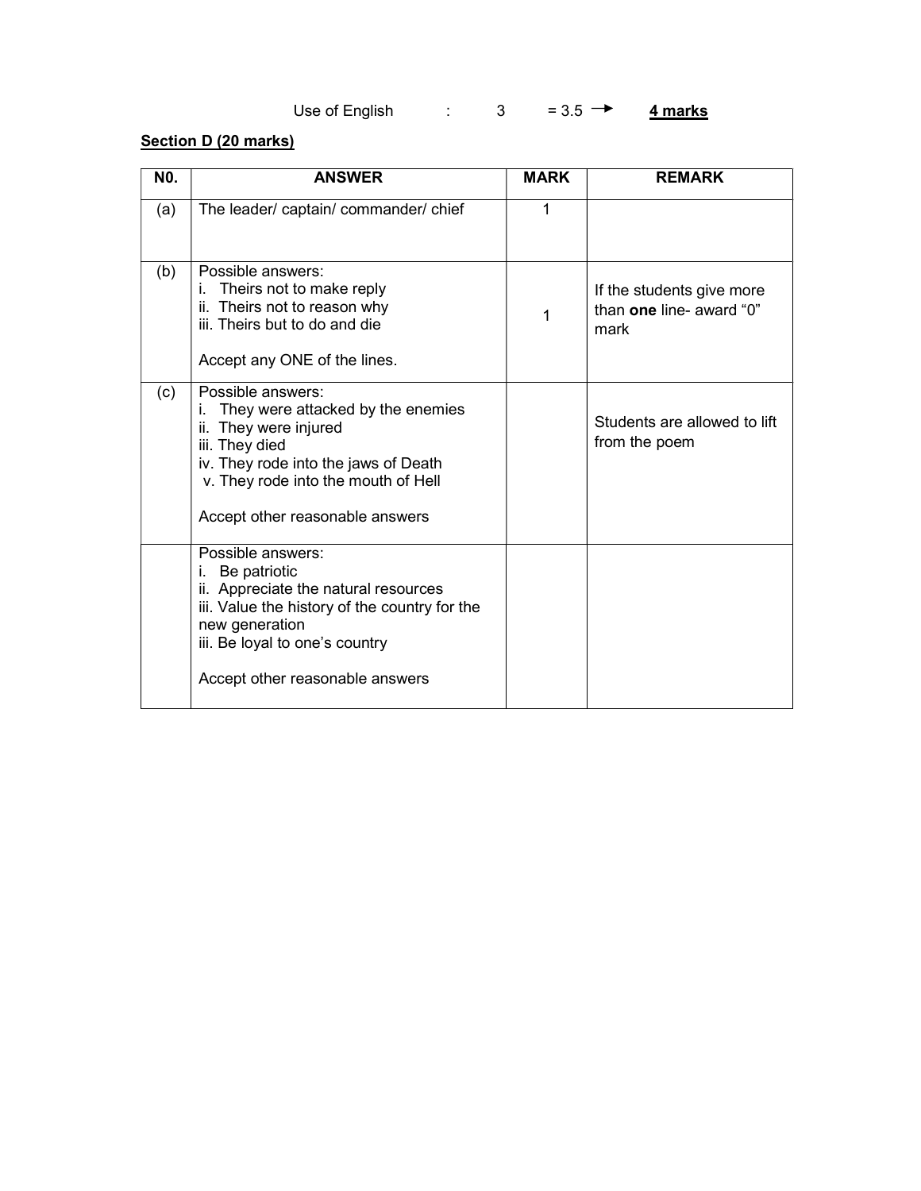Use of English : 3 = 3.5 → **4 marks**

**Section D (20 marks)**

| N0. | ANSWER | MARK | REMARK |
|---|---|---|---|
| (a) | The leader/ captain/ commander/ chief | 1 | |
| (b) | Possible answers:<br>i. Theirs not to make reply<br>ii. Theirs not to reason why<br>iii. Theirs but to do and die<br><br>Accept any ONE of the lines. | 1 | If the students give more than **one** line- award "0" mark |
| (c) | Possible answers:<br>i. They were attacked by the enemies<br>ii. They were injured<br>iii. They died<br>iv. They rode into the jaws of Death<br>v. They rode into the mouth of Hell<br><br>Accept other reasonable answers | | Students are allowed to lift from the poem |
| | Possible answers:<br>i. Be patriotic<br>ii. Appreciate the natural resources<br>iii. Value the history of the country for the new generation<br>iii. Be loyal to one's country<br><br>Accept other reasonable answers | | |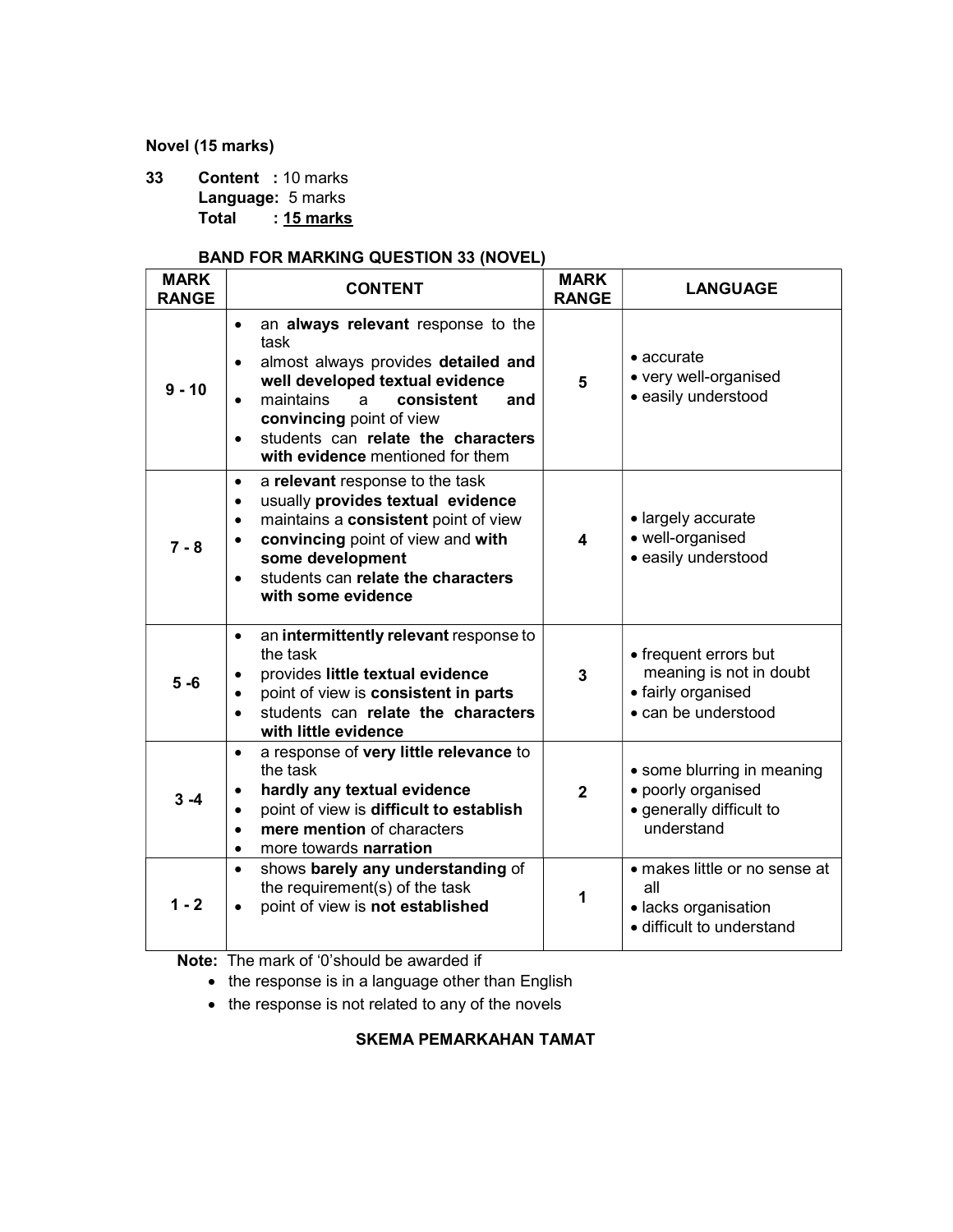**Novel (15 marks)**

**33** **Content :** 10 marks
**Language:** 5 marks
**Total : <u>15 marks</u>**

**BAND FOR MARKING QUESTION 33 (NOVEL)**

| MARK RANGE | CONTENT | MARK RANGE | LANGUAGE |
|---|---|---|---|
| **9 - 10** | • an **always relevant** response to the task<br>• almost always provides **detailed and well developed textual evidence**<br>• maintains a **consistent and convincing** point of view<br>• students can **relate the characters with evidence** mentioned for them | **5** | • accurate<br>• very well-organised<br>• easily understood |
| **7 - 8** | • a **relevant** response to the task<br>• usually **provides textual evidence**<br>• maintains a **consistent** point of view<br>• **convincing** point of view and **with some development**<br>• students can **relate the characters with some evidence** | **4** | • largely accurate<br>• well-organised<br>• easily understood |
| **5 -6** | • an **intermittently relevant** response to the task<br>• provides **little textual evidence**<br>• point of view is **consistent in parts**<br>• students can **relate the characters with little evidence** | **3** | • frequent errors but meaning is not in doubt<br>• fairly organised<br>• can be understood |
| **3 -4** | • a response of **very little relevance** to the task<br>• **hardly any textual evidence**<br>• point of view is **difficult to establish**<br>• **mere mention** of characters<br>• more towards **narration** | **2** | • some blurring in meaning<br>• poorly organised<br>• generally difficult to understand |
| **1 - 2** | • shows **barely any understanding** of the requirement(s) of the task<br>• point of view is **not established** | **1** | • makes little or no sense at all<br>• lacks organisation<br>• difficult to understand |

**Note:** The mark of '0'should be awarded if

- the response is in a language other than English
- the response is not related to any of the novels

**SKEMA PEMARKAHAN TAMAT**